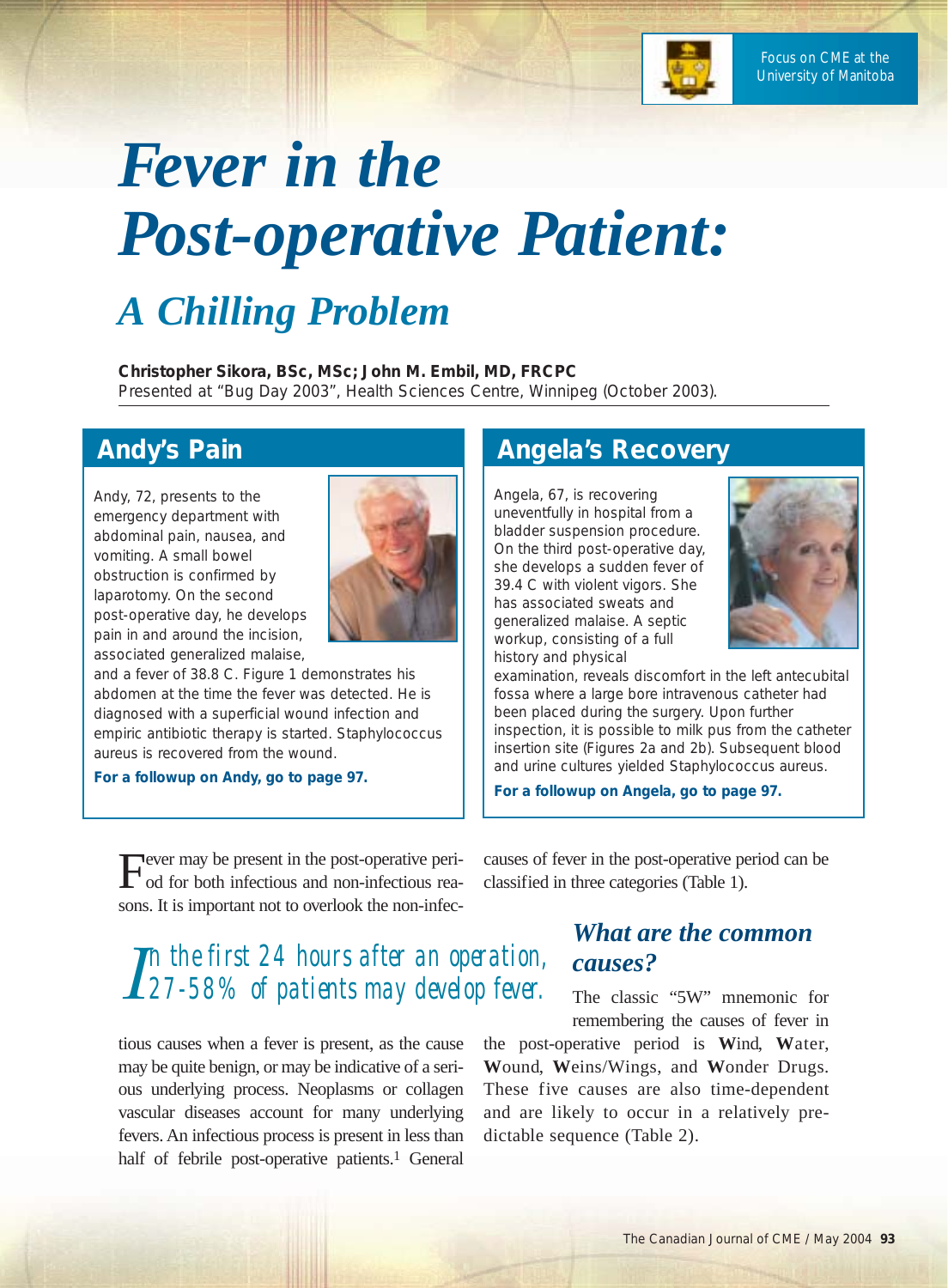# Fever in the Post-operative Patient:

## A Chilling Problem

**Christopher Sikora, BSc, MSc; John M. Embil, MD, FRCPC**
Presented at "Bug Day 2003", Health Sciences Centre, Winnipeg (October 2003).

### Andy's Pain

Andy, 72, presents to the emergency department with abdominal pain, nausea, and vomiting. A small bowel obstruction is confirmed by laparotomy. On the second post-operative day, he develops pain in and around the incision, associated generalized malaise, and a fever of 38.8 C. Figure 1 demonstrates his abdomen at the time the fever was detected. He is diagnosed with a superficial wound infection and empiric antibiotic therapy is started. Staphylococcus aureus is recovered from the wound.

**For a followup on Andy, go to page 97.**

### Angela's Recovery

Angela, 67, is recovering uneventfully in hospital from a bladder suspension procedure. On the third post-operative day, she develops a sudden fever of 39.4 C with violent vigors. She has associated sweats and generalized malaise. A septic workup, consisting of a full history and physical examination, reveals discomfort in the left antecubital fossa where a large bore intravenous catheter had been placed during the surgery. Upon further inspection, it is possible to milk pus from the catheter insertion site (Figures 2a and 2b). Subsequent blood and urine cultures yielded Staphylococcus aureus.

**For a followup on Angela, go to page 97.**

Fever may be present in the post-operative period for both infectious and non-infectious reasons. It is important not to overlook the non-infectious causes when a fever is present, as the cause may be quite benign, or may be indicative of a serious underlying process. Neoplasms or collagen vascular diseases account for many underlying fevers. An infectious process is present in less than half of febrile post-operative patients.[1] General causes of fever in the post-operative period can be classified in three categories (Table 1).

*In the first 24 hours after an operation, 27-58% of patients may develop fever.*

### What are the common causes?

The classic "5W" mnemonic for remembering the causes of fever in the post-operative period is **W**ind, **W**ater, **W**ound, **W**eins/Wings, and **W**onder Drugs. These five causes are also time-dependent and are likely to occur in a relatively predictable sequence (Table 2).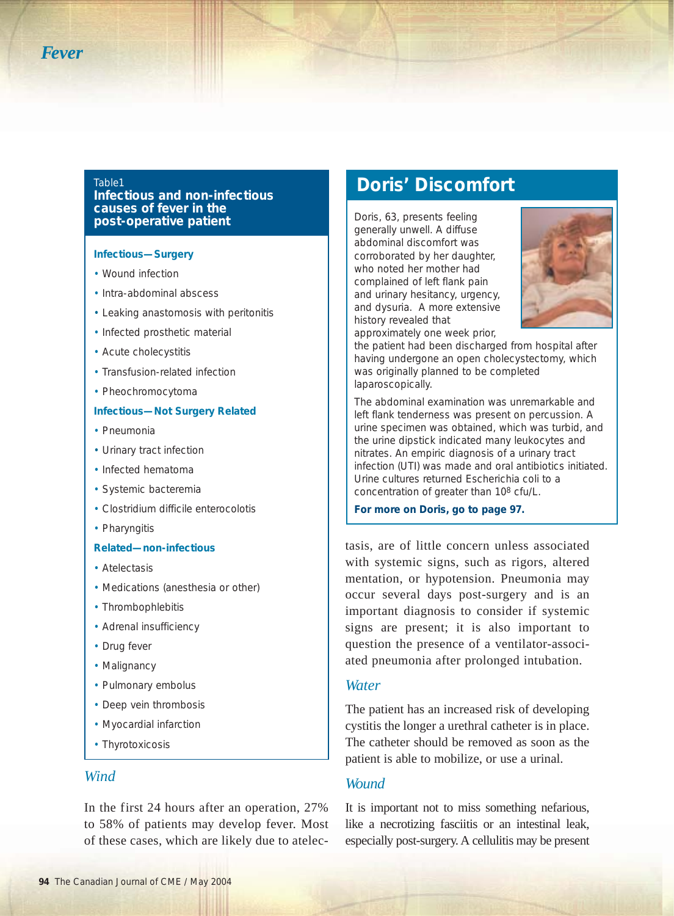**Table 1**
**Infectious and non-infectious causes of fever in the post-operative patient**

**Infectious—Surgery**

- Wound infection
- Intra-abdominal abscess
- Leaking anastomosis with peritonitis
- Infected prosthetic material
- Acute cholecystitis
- Transfusion-related infection
- Pheochromocytoma

**Infectious—Not Surgery Related**

- Pneumonia
- Urinary tract infection
- Infected hematoma
- Systemic bacteremia
- Clostridium difficile enterocolotis
- Pharyngitis

**Related—non-infectious**

- Atelectasis
- Medications (anesthesia or other)
- Thrombophlebitis
- Adrenal insufficiency
- Drug fever
- Malignancy
- Pulmonary embolus
- Deep vein thrombosis
- Myocardial infarction
- Thyrotoxicosis

## Doris' Discomfort

Doris, 63, presents feeling generally unwell. A diffuse abdominal discomfort was corroborated by her daughter, who noted her mother had complained of left flank pain and urinary hesitancy, urgency, and dysuria. A more extensive history revealed that approximately one week prior, the patient had been discharged from hospital after having undergone an open cholecystectomy, which was originally planned to be completed laparoscopically.

The abdominal examination was unremarkable and left flank tenderness was present on percussion. A urine specimen was obtained, which was turbid, and the urine dipstick indicated many leukocytes and nitrates. An empiric diagnosis of a urinary tract infection (UTI) was made and oral antibiotics initiated. Urine cultures returned Escherichia coli to a concentration of greater than $10^8$ cfu/L.

**For more on Doris, go to page 97.**

### *Wind*

In the first 24 hours after an operation, 27% to 58% of patients may develop fever. Most of these cases, which are likely due to atelectasis, are of little concern unless associated with systemic signs, such as rigors, altered mentation, or hypotension. Pneumonia may occur several days post-surgery and is an important diagnosis to consider if systemic signs are present; it is also important to question the presence of a ventilator-associated pneumonia after prolonged intubation.

### *Water*

The patient has an increased risk of developing cystitis the longer a urethral catheter is in place. The catheter should be removed as soon as the patient is able to mobilize, or use a urinal.

### *Wound*

It is important not to miss something nefarious, like a necrotizing fasciitis or an intestinal leak, especially post-surgery. A cellulitis may be present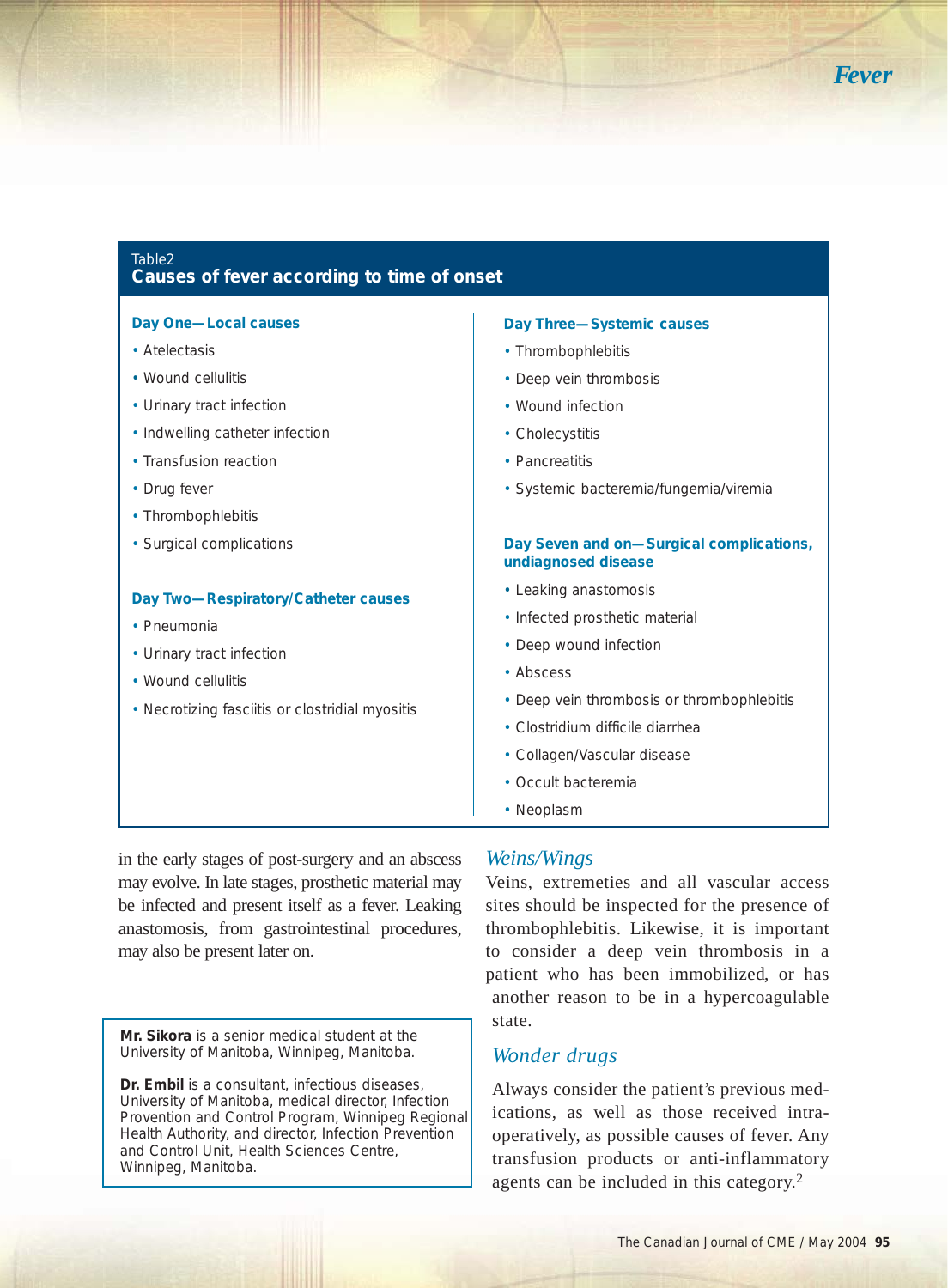**Table2**
**Causes of fever according to time of onset**

**Day One—Local causes**

- Atelectasis
- Wound cellulitis
- Urinary tract infection
- Indwelling catheter infection
- Transfusion reaction
- Drug fever
- Thrombophlebitis
- Surgical complications

**Day Two—Respiratory/Catheter causes**

- Pneumonia
- Urinary tract infection
- Wound cellulitis
- Necrotizing fasciitis or clostridial myositis

**Day Three—Systemic causes**

- Thrombophlebitis
- Deep vein thrombosis
- Wound infection
- Cholecystitis
- Pancreatitis
- Systemic bacteremia/fungemia/viremia

**Day Seven and on—Surgical complications, undiagnosed disease**

- Leaking anastomosis
- Infected prosthetic material
- Deep wound infection
- Abscess
- Deep vein thrombosis or thrombophlebitis
- Clostridium difficile diarrhea
- Collagen/Vascular disease
- Occult bacteremia
- Neoplasm

in the early stages of post-surgery and an abscess may evolve. In late stages, prosthetic material may be infected and present itself as a fever. Leaking anastomosis, from gastrointestinal procedures, may also be present later on.

## *Weins/Wings*

Veins, extremeties and all vascular access sites should be inspected for the presence of thrombophlebitis. Likewise, it is important to consider a deep vein thrombosis in a patient who has been immobilized, or has another reason to be in a hypercoagulable state.

## *Wonder drugs*

Always consider the patient's previous medications, as well as those received intraoperatively, as possible causes of fever. Any transfusion products or anti-inflammatory agents can be included in this category.[2]

---

**Mr. Sikora** is a senior medical student at the University of Manitoba, Winnipeg, Manitoba.

**Dr. Embil** is a consultant, infectious diseases, University of Manitoba, medical director, Infection Provention and Control Program, Winnipeg Regional Health Authority, and director, Infection Prevention and Control Unit, Health Sciences Centre, Winnipeg, Manitoba.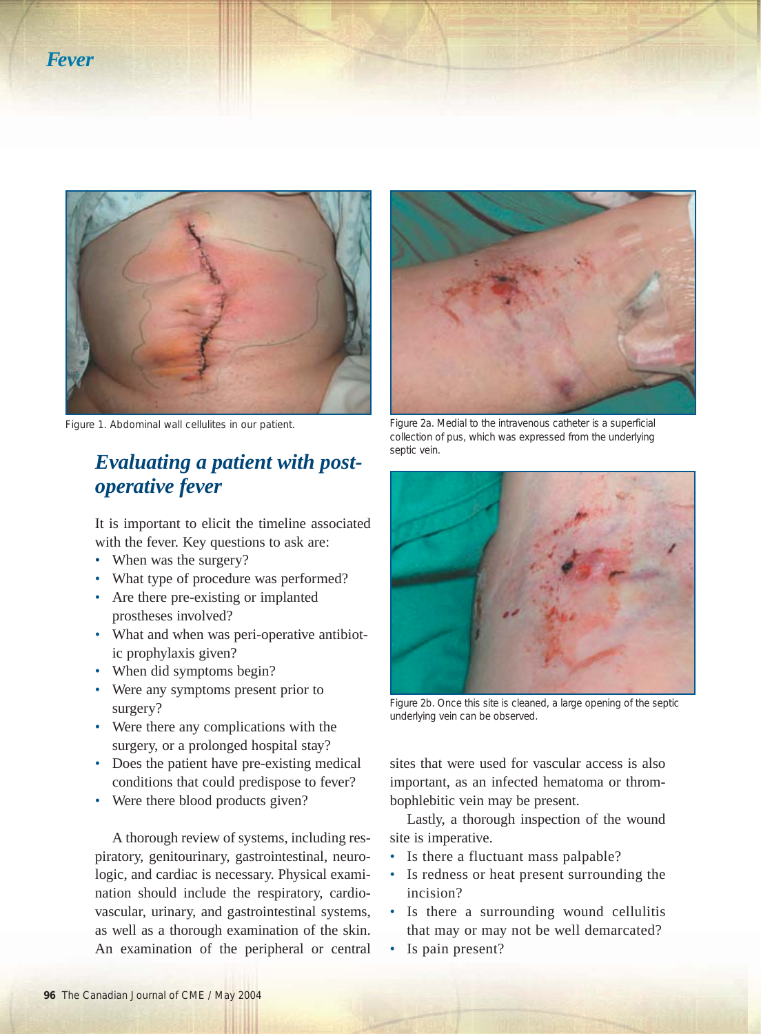Figure 1. Abdominal wall cellulites in our patient.

Figure 2a. Medial to the intravenous catheter is a superficial collection of pus, which was expressed from the underlying septic vein.

Figure 2b. Once this site is cleaned, a large opening of the septic underlying vein can be observed.

## Evaluating a patient with post-operative fever

It is important to elicit the timeline associated with the fever. Key questions to ask are:

- When was the surgery?
- What type of procedure was performed?
- Are there pre-existing or implanted prostheses involved?
- What and when was peri-operative antibiotic prophylaxis given?
- When did symptoms begin?
- Were any symptoms present prior to surgery?
- Were there any complications with the surgery, or a prolonged hospital stay?
- Does the patient have pre-existing medical conditions that could predispose to fever?
- Were there blood products given?

A thorough review of systems, including respiratory, genitourinary, gastrointestinal, neurologic, and cardiac is necessary. Physical examination should include the respiratory, cardiovascular, urinary, and gastrointestinal systems, as well as a thorough examination of the skin. An examination of the peripheral or central sites that were used for vascular access is also important, as an infected hematoma or thrombophlebitic vein may be present.

Lastly, a thorough inspection of the wound site is imperative.

- Is there a fluctuant mass palpable?
- Is redness or heat present surrounding the incision?
- Is there a surrounding wound cellulitis that may or may not be well demarcated?
- Is pain present?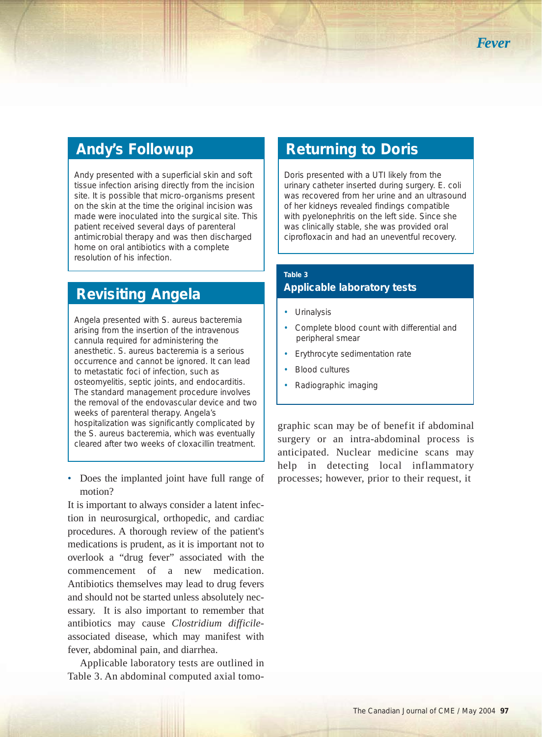## Andy's Followup

Andy presented with a superficial skin and soft tissue infection arising directly from the incision site. It is possible that micro-organisms present on the skin at the time the original incision was made were inoculated into the surgical site. This patient received several days of parenteral antimicrobial therapy and was then discharged home on oral antibiotics with a complete resolution of his infection.

## Revisiting Angela

Angela presented with S. aureus bacteremia arising from the insertion of the intravenous cannula required for administering the anesthetic. S. aureus bacteremia is a serious occurrence and cannot be ignored. It can lead to metastatic foci of infection, such as osteomyelitis, septic joints, and endocarditis. The standard management procedure involves the removal of the endovascular device and two weeks of parenteral therapy. Angela's hospitalization was significantly complicated by the S. aureus bacteremia, which was eventually cleared after two weeks of cloxacillin treatment.

- Does the implanted joint have full range of motion?

It is important to always consider a latent infection in neurosurgical, orthopedic, and cardiac procedures. A thorough review of the patient's medications is prudent, as it is important not to overlook a "drug fever" associated with the commencement of a new medication. Antibiotics themselves may lead to drug fevers and should not be started unless absolutely necessary. It is also important to remember that antibiotics may cause *Clostridium difficile*-associated disease, which may manifest with fever, abdominal pain, and diarrhea.

Applicable laboratory tests are outlined in Table 3. An abdominal computed axial tomographic scan may be of benefit if abdominal surgery or an intra-abdominal process is anticipated. Nuclear medicine scans may help in detecting local inflammatory processes; however, prior to their request, it

## Returning to Doris

Doris presented with a UTI likely from the urinary catheter inserted during surgery. E. coli was recovered from her urine and an ultrasound of her kidneys revealed findings compatible with pyelonephritis on the left side. Since she was clinically stable, she was provided oral ciprofloxacin and had an uneventful recovery.

**Table 3**
**Applicable laboratory tests**

- Urinalysis
- Complete blood count with differential and peripheral smear
- Erythrocyte sedimentation rate
- Blood cultures
- Radiographic imaging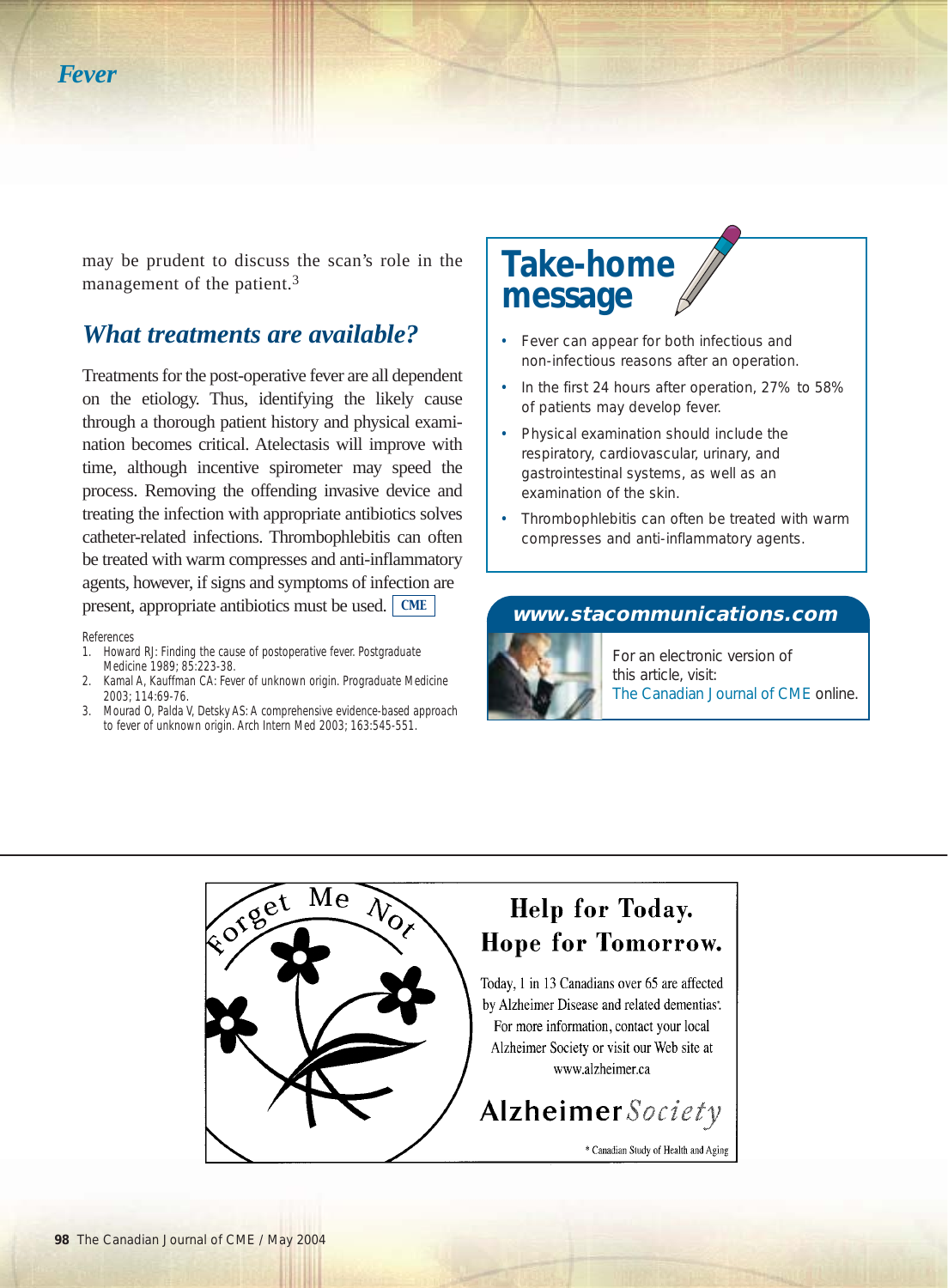may be prudent to discuss the scan's role in the management of the patient.[3]

## What treatments are available?

Treatments for the post-operative fever are all dependent on the etiology. Thus, identifying the likely cause through a thorough patient history and physical examination becomes critical. Atelectasis will improve with time, although incentive spirometer may speed the process. Removing the offending invasive device and treating the infection with appropriate antibiotics solves catheter-related infections. Thrombophlebitis can often be treated with warm compresses and anti-inflammatory agents, however, if signs and symptoms of infection are present, appropriate antibiotics must be used. CME

References

1. Howard RJ: Finding the cause of postoperative fever. Postgraduate Medicine 1989; 85:223-38.
2. Kamal A, Kauffman CA: Fever of unknown origin. Prograduate Medicine 2003; 114:69-76.
3. Mourad O, Palda V, Detsky AS: A comprehensive evidence-based approach to fever of unknown origin. Arch Intern Med 2003; 163:545-551.

## Take-home message

- Fever can appear for both infectious and non-infectious reasons after an operation.
- In the first 24 hours after operation, 27% to 58% of patients may develop fever.
- Physical examination should include the respiratory, cardiovascular, urinary, and gastrointestinal systems, as well as an examination of the skin.
- Thrombophlebitis can often be treated with warm compresses and anti-inflammatory agents.

**www.stacommunications.com**

For an electronic version of this article, visit: The Canadian Journal of CME online.

Forget Me Not

**Help for Today. Hope for Tomorrow.**

Today, 1 in 13 Canadians over 65 are affected by Alzheimer Disease and related dementias*. For more information, contact your local Alzheimer Society or visit our Web site at www.alzheimer.ca

Alzheimer Society

* Canadian Study of Health and Aging